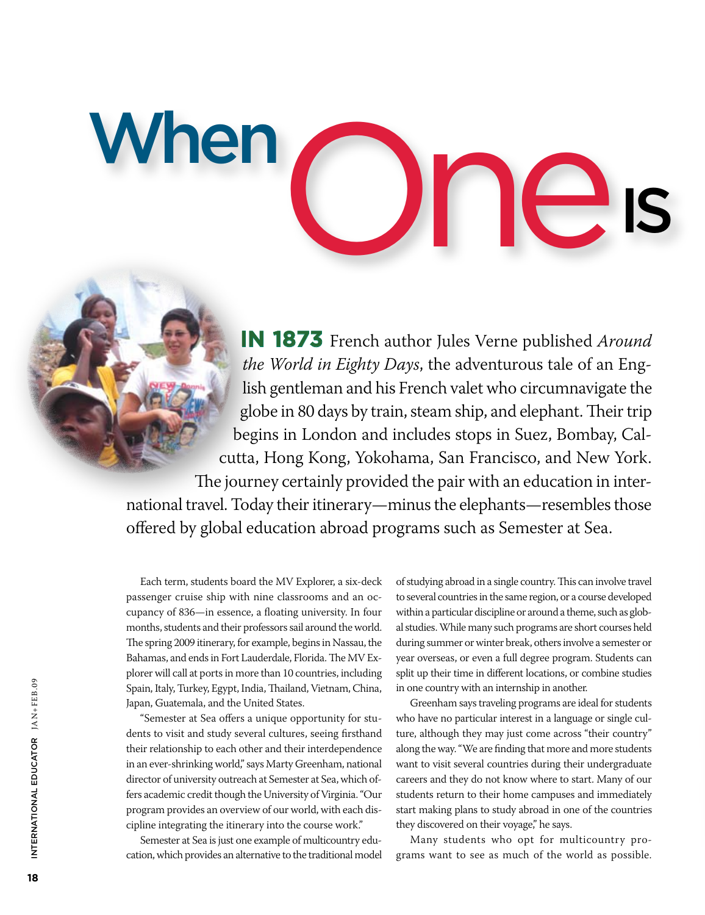# When One is

**IN 1873** French author Jules Verne published *Around the World in Eighty Days*, the adventurous tale of an English gentleman and his French valet who circumnavigate the globe in 80 days by train, steam ship, and elephant. Their trip begins in London and includes stops in Suez, Bombay, Calcutta, Hong Kong, Yokohama, San Francisco, and New York. The journey certainly provided the pair with an education in international travel. Today their itinerary—minus the elephants—resembles those offered by global education abroad programs such as Semester at Sea.

Each term, students board the MV Explorer, a six-deck passenger cruise ship with nine classrooms and an occupancy of 836—in essence, a floating university. In four months, students and their professors sail around the world. The spring 2009 itinerary, for example, begins in Nassau, the Bahamas, and ends in Fort Lauderdale, Florida. The MV Explorer will call at ports in more than 10 countries, including Spain, Italy, Turkey, Egypt, India, Thailand, Vietnam, China, Japan, Guatemala, and the United States.

"Semester at Sea offers a unique opportunity for students to visit and study several cultures, seeing firsthand their relationship to each other and their interdependence in an ever-shrinking world," says Marty Greenham, national director of university outreach at Semester at Sea, which offers academic credit though the University of Virginia. "Our program provides an overview of our world, with each discipline integrating the itinerary into the course work."

Semester at Sea is just one example of multicountry education, which provides an alternative to the traditional model of studying abroad in a single country. This can involve travel to several countries in the same region, or a course developed within a particular discipline or around a theme, such as global studies. While many such programs are short courses held during summer or winter break, others involve a semester or year overseas, or even a full degree program. Students can split up their time in different locations, or combine studies in one country with an internship in another.

Greenham says traveling programs are ideal for students who have no particular interest in a language or single culture, although they may just come across "their country" along the way. "We are finding that more and more students want to visit several countries during their undergraduate careers and they do not know where to start. Many of our students return to their home campuses and immediately start making plans to study abroad in one of the countries they discovered on their voyage," he says.

Many students who opt for multicountry programs want to see as much of the world as possible.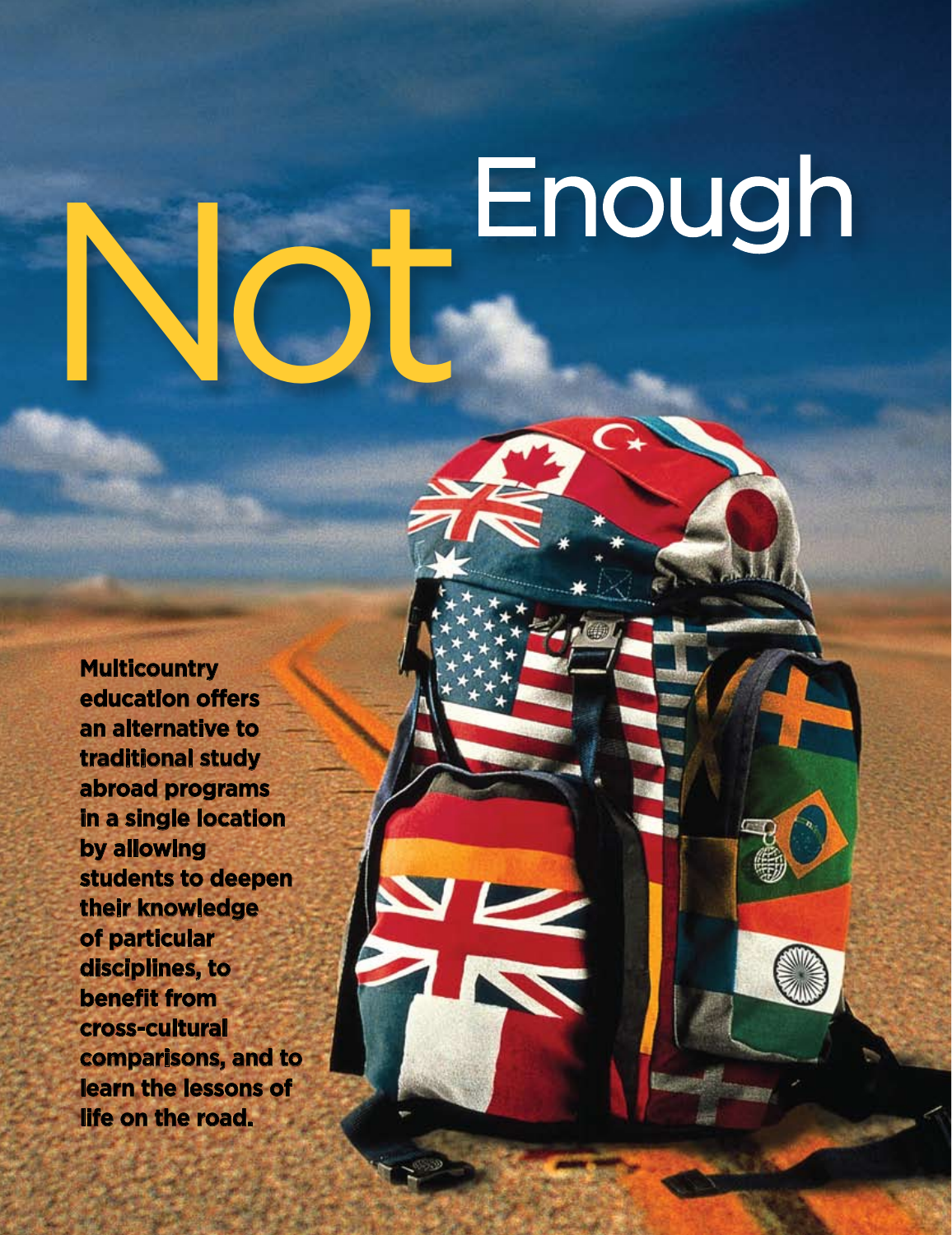# Not Enough

**Multicountry education offers an alternative to traditional study abroad programs in a single location by allowing students to deepen their knowledge of particular disciplines, to benefit from cross-cultural comparisons, and to learn the lessons of life on the road.**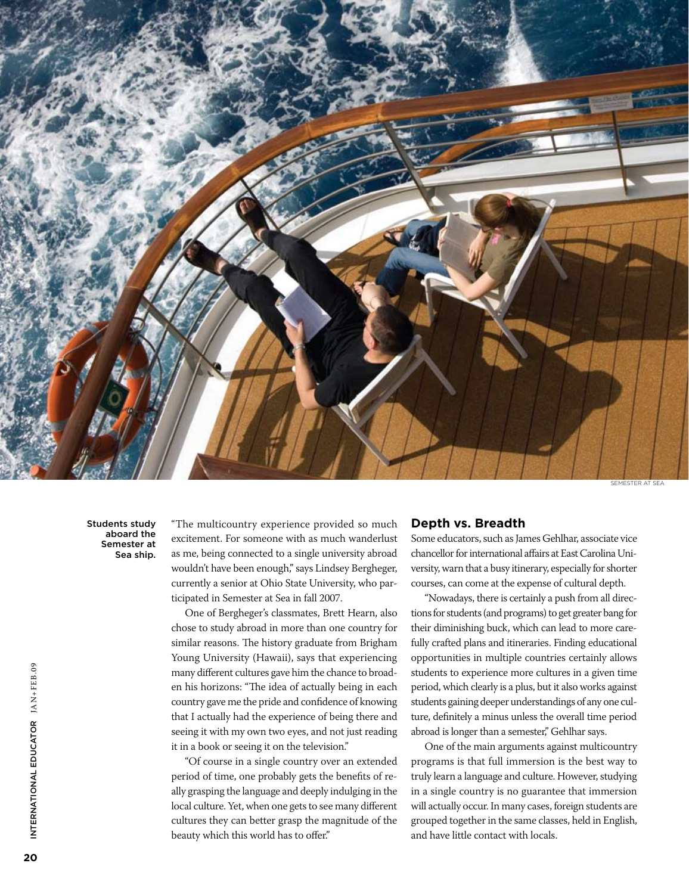Students study aboard the Semester at Sea ship.

SEMESTER AT SEA

"The multicountry experience provided so much excitement. For someone with as much wanderlust as me, being connected to a single university abroad wouldn't have been enough," says Lindsey Bergheger, currently a senior at Ohio State University, who participated in Semester at Sea in fall 2007.

One of Bergheger's classmates, Brett Hearn, also chose to study abroad in more than one country for similar reasons. The history graduate from Brigham Young University (Hawaii), says that experiencing many different cultures gave him the chance to broaden his horizons: "The idea of actually being in each country gave me the pride and confidence of knowing that I actually had the experience of being there and seeing it with my own two eyes, and not just reading it in a book or seeing it on the television."

"Of course in a single country over an extended period of time, one probably gets the benefits of really grasping the language and deeply indulging in the local culture. Yet, when one gets to see many different cultures they can better grasp the magnitude of the beauty which this world has to offer."

## Depth vs. Breadth

Some educators, such as James Gehlhar, associate vice chancellor for international affairs at East Carolina University, warn that a busy itinerary, especially for shorter courses, can come at the expense of cultural depth.

"Nowadays, there is certainly a push from all directions for students (and programs) to get greater bang for their diminishing buck, which can lead to more carefully crafted plans and itineraries. Finding educational opportunities in multiple countries certainly allows students to experience more cultures in a given time period, which clearly is a plus, but it also works against students gaining deeper understandings of any one culture, definitely a minus unless the overall time period abroad is longer than a semester," Gehlhar says.

One of the main arguments against multicountry programs is that full immersion is the best way to truly learn a language and culture. However, studying in a single country is no guarantee that immersion will actually occur. In many cases, foreign students are grouped together in the same classes, held in English, and have little contact with locals.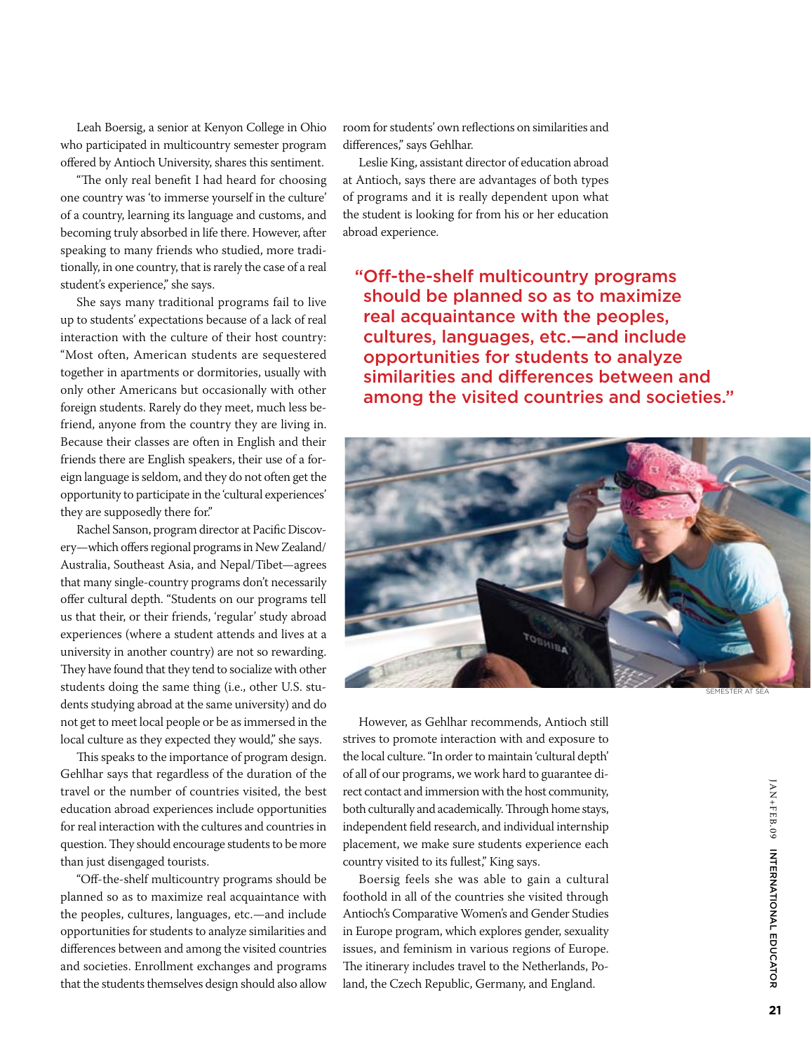Leah Boersig, a senior at Kenyon College in Ohio who participated in multicountry semester program offered by Antioch University, shares this sentiment.

"The only real benefit I had heard for choosing one country was 'to immerse yourself in the culture' of a country, learning its language and customs, and becoming truly absorbed in life there. However, after speaking to many friends who studied, more traditionally, in one country, that is rarely the case of a real student's experience," she says.

She says many traditional programs fail to live up to students' expectations because of a lack of real interaction with the culture of their host country: "Most often, American students are sequestered together in apartments or dormitories, usually with only other Americans but occasionally with other foreign students. Rarely do they meet, much less befriend, anyone from the country they are living in. Because their classes are often in English and their friends there are English speakers, their use of a foreign language is seldom, and they do not often get the opportunity to participate in the 'cultural experiences' they are supposedly there for."

Rachel Sanson, program director at Pacific Discovery—which offers regional programs in New Zealand/Australia, Southeast Asia, and Nepal/Tibet—agrees that many single-country programs don't necessarily offer cultural depth. "Students on our programs tell us that their, or their friends, 'regular' study abroad experiences (where a student attends and lives at a university in another country) are not so rewarding. They have found that they tend to socialize with other students doing the same thing (i.e., other U.S. students studying abroad at the same university) and do not get to meet local people or be as immersed in the local culture as they expected they would," she says.

This speaks to the importance of program design. Gehlhar says that regardless of the duration of the travel or the number of countries visited, the best education abroad experiences include opportunities for real interaction with the cultures and countries in question. They should encourage students to be more than just disengaged tourists.

"Off-the-shelf multicountry programs should be planned so as to maximize real acquaintance with the peoples, cultures, languages, etc.—and include opportunities for students to analyze similarities and differences between and among the visited countries and societies. Enrollment exchanges and programs that the students themselves design should also allow room for students' own reflections on similarities and differences," says Gehlhar.

Leslie King, assistant director of education abroad at Antioch, says there are advantages of both types of programs and it is really dependent upon what the student is looking for from his or her education abroad experience.

> "Off-the-shelf multicountry programs should be planned so as to maximize real acquaintance with the peoples, cultures, languages, etc.—and include opportunities for students to analyze similarities and differences between and among the visited countries and societies."

SEMESTER AT SEA

However, as Gehlhar recommends, Antioch still strives to promote interaction with and exposure to the local culture. "In order to maintain 'cultural depth' of all of our programs, we work hard to guarantee direct contact and immersion with the host community, both culturally and academically. Through home stays, independent field research, and individual internship placement, we make sure students experience each country visited to its fullest," King says.

Boersig feels she was able to gain a cultural foothold in all of the countries she visited through Antioch's Comparative Women's and Gender Studies in Europe program, which explores gender, sexuality issues, and feminism in various regions of Europe. The itinerary includes travel to the Netherlands, Poland, the Czech Republic, Germany, and England.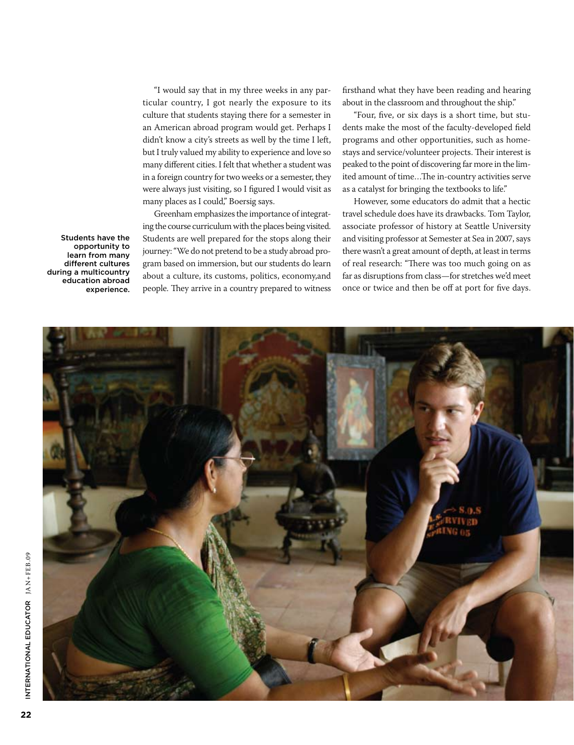"I would say that in my three weeks in any particular country, I got nearly the exposure to its culture that students staying there for a semester in an American abroad program would get. Perhaps I didn't know a city's streets as well by the time I left, but I truly valued my ability to experience and love so many different cities. I felt that whether a student was in a foreign country for two weeks or a semester, they were always just visiting, so I figured I would visit as many places as I could," Boersig says.

Greenham emphasizes the importance of integrating the course curriculum with the places being visited. Students are well prepared for the stops along their journey: "We do not pretend to be a study abroad program based on immersion, but our students do learn about a culture, its customs, politics, economy,and people. They arrive in a country prepared to witness firsthand what they have been reading and hearing about in the classroom and throughout the ship."

"Four, five, or six days is a short time, but students make the most of the faculty-developed field programs and other opportunities, such as homestays and service/volunteer projects. Their interest is peaked to the point of discovering far more in the limited amount of time…The in-country activities serve as a catalyst for bringing the textbooks to life."

However, some educators do admit that a hectic travel schedule does have its drawbacks. Tom Taylor, associate professor of history at Seattle University and visiting professor at Semester at Sea in 2007, says there wasn't a great amount of depth, at least in terms of real research: "There was too much going on as far as disruptions from class—for stretches we'd meet once or twice and then be off at port for five days.

Students have the opportunity to learn from many different cultures during a multicountry education abroad experience.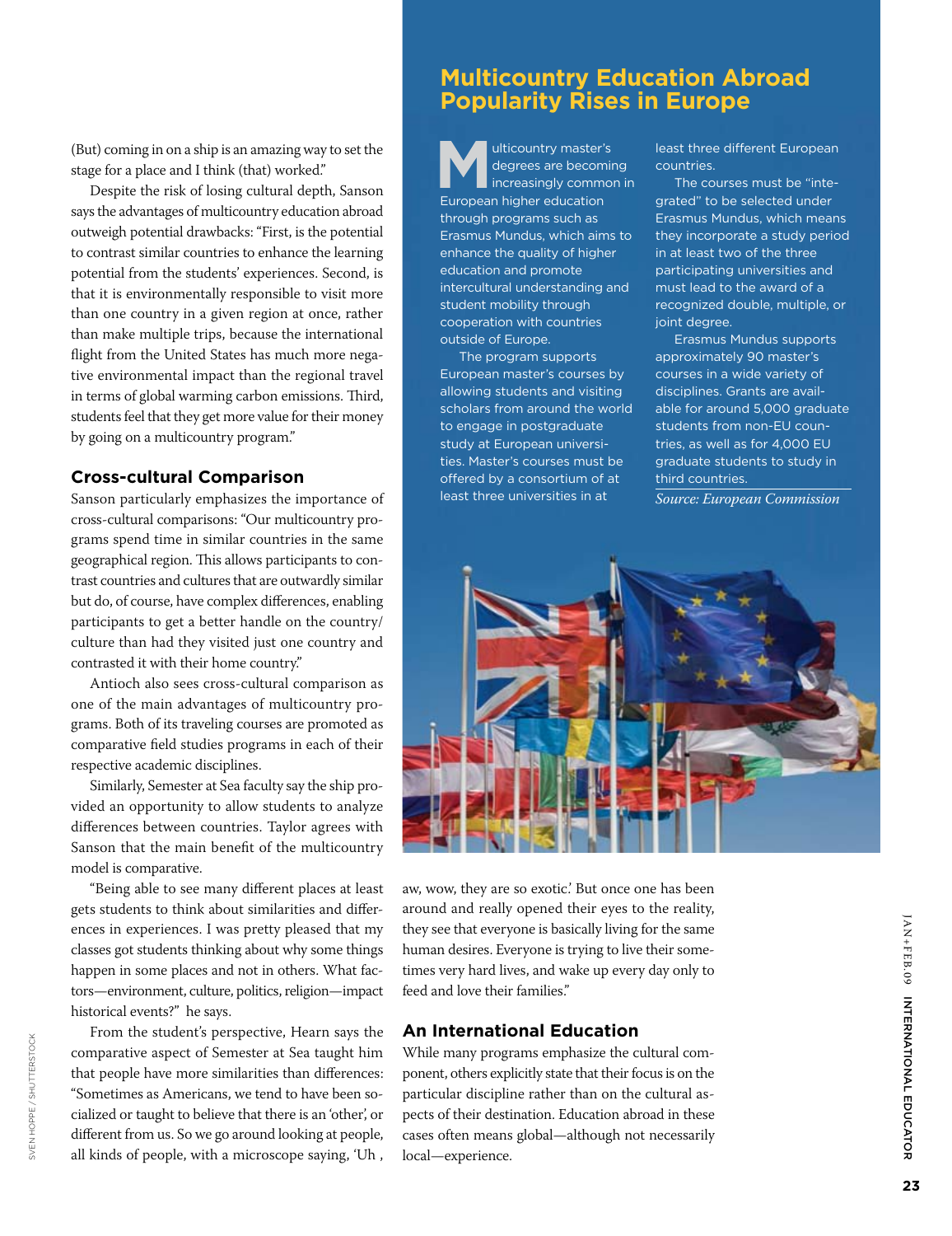(But) coming in on a ship is an amazing way to set the stage for a place and I think (that) worked."

Despite the risk of losing cultural depth, Sanson says the advantages of multicountry education abroad outweigh potential drawbacks: "First, is the potential to contrast similar countries to enhance the learning potential from the students' experiences. Second, is that it is environmentally responsible to visit more than one country in a given region at once, rather than make multiple trips, because the international flight from the United States has much more negative environmental impact than the regional travel in terms of global warming carbon emissions. Third, students feel that they get more value for their money by going on a multicountry program."

### Cross-cultural Comparison

Sanson particularly emphasizes the importance of cross-cultural comparisons: "Our multicountry programs spend time in similar countries in the same geographical region. This allows participants to contrast countries and cultures that are outwardly similar but do, of course, have complex differences, enabling participants to get a better handle on the country/culture than had they visited just one country and contrasted it with their home country."

Antioch also sees cross-cultural comparison as one of the main advantages of multicountry programs. Both of its traveling courses are promoted as comparative field studies programs in each of their respective academic disciplines.

Similarly, Semester at Sea faculty say the ship provided an opportunity to allow students to analyze differences between countries. Taylor agrees with Sanson that the main benefit of the multicountry model is comparative.

"Being able to see many different places at least gets students to think about similarities and differences in experiences. I was pretty pleased that my classes got students thinking about why some things happen in some places and not in others. What factors—environment, culture, politics, religion—impact historical events?" he says.

From the student's perspective, Hearn says the comparative aspect of Semester at Sea taught him that people have more similarities than differences: "Sometimes as Americans, we tend to have been socialized or taught to believe that there is an 'other', or different from us. So we go around looking at people, all kinds of people, with a microscope saying, 'Uh, aw, wow, they are so exotic.' But once one has been around and really opened their eyes to the reality, they see that everyone is basically living for the same human desires. Everyone is trying to live their sometimes very hard lives, and wake up every day only to feed and love their families."

### An International Education

While many programs emphasize the cultural component, others explicitly state that their focus is on the particular discipline rather than on the cultural aspects of their destination. Education abroad in these cases often means global—although not necessarily local—experience.

## Multicountry Education Abroad Popularity Rises in Europe

Multicountry master's degrees are becoming increasingly common in European higher education through programs such as Erasmus Mundus, which aims to enhance the quality of higher education and promote intercultural understanding and student mobility through cooperation with countries outside of Europe.

The program supports European master's courses by allowing students and visiting scholars from around the world to engage in postgraduate study at European universities. Master's courses must be offered by a consortium of at least three universities in at least three different European countries.

The courses must be "integrated" to be selected under Erasmus Mundus, which means they incorporate a study period in at least two of the three participating universities and must lead to the award of a recognized double, multiple, or joint degree.

Erasmus Mundus supports approximately 90 master's courses in a wide variety of disciplines. Grants are available for around 5,000 graduate students from non-EU countries, as well as for 4,000 EU graduate students to study in third countries.

*Source: European Commission*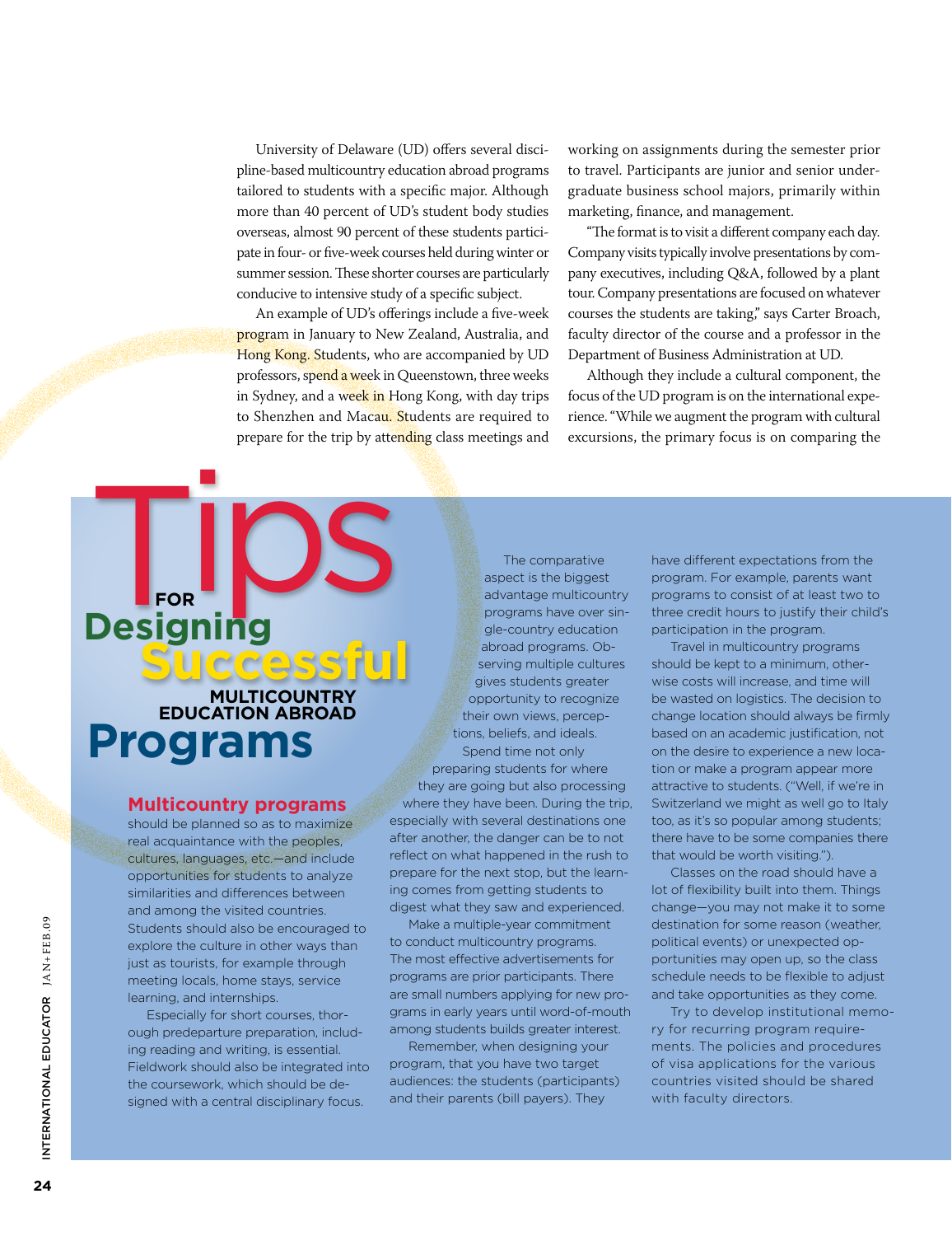University of Delaware (UD) offers several discipline-based multicountry education abroad programs tailored to students with a specific major. Although more than 40 percent of UD's student body studies overseas, almost 90 percent of these students participate in four- or five-week courses held during winter or summer session. These shorter courses are particularly conducive to intensive study of a specific subject.

An example of UD's offerings include a five-week program in January to New Zealand, Australia, and Hong Kong. Students, who are accompanied by UD professors, spend a week in Queenstown, three weeks in Sydney, and a week in Hong Kong, with day trips to Shenzhen and Macau. Students are required to prepare for the trip by attending class meetings and working on assignments during the semester prior to travel. Participants are junior and senior undergraduate business school majors, primarily within marketing, finance, and management.

"The format is to visit a different company each day. Company visits typically involve presentations by company executives, including Q&A, followed by a plant tour. Company presentations are focused on whatever courses the students are taking," says Carter Broach, faculty director of the course and a professor in the Department of Business Administration at UD.

Although they include a cultural component, the focus of the UD program is on the international experience. "While we augment the program with cultural excursions, the primary focus is on comparing the

# Tips for Designing Successful Multicountry Education Abroad Programs

**Multicountry programs** should be planned so as to maximize real acquaintance with the peoples, cultures, languages, etc.—and include opportunities for students to analyze similarities and differences between and among the visited countries. Students should also be encouraged to explore the culture in other ways than just as tourists, for example through meeting locals, home stays, service learning, and internships.

Especially for short courses, thorough predeparture preparation, including reading and writing, is essential. Fieldwork should also be integrated into the coursework, which should be designed with a central disciplinary focus.

The comparative aspect is the biggest advantage multicountry programs have over single-country education abroad programs. Observing multiple cultures gives students greater opportunity to recognize their own views, perceptions, beliefs, and ideals.

Spend time not only preparing students for where they are going but also processing where they have been. During the trip, especially with several destinations one after another, the danger can be to not reflect on what happened in the rush to prepare for the next stop, but the learning comes from getting students to digest what they saw and experienced.

Make a multiple-year commitment to conduct multicountry programs. The most effective advertisements for programs are prior participants. There are small numbers applying for new programs in early years until word-of-mouth among students builds greater interest.

Remember, when designing your program, that you have two target audiences: the students (participants) and their parents (bill payers). They have different expectations from the program. For example, parents want programs to consist of at least two to three credit hours to justify their child's participation in the program.

Travel in multicountry programs should be kept to a minimum, otherwise costs will increase, and time will be wasted on logistics. The decision to change location should always be firmly based on an academic justification, not on the desire to experience a new location or make a program appear more attractive to students. ("Well, if we're in Switzerland we might as well go to Italy too, as it's so popular among students; there have to be some companies there that would be worth visiting.").

Classes on the road should have a lot of flexibility built into them. Things change—you may not make it to some destination for some reason (weather, political events) or unexpected opportunities may open up, so the class schedule needs to be flexible to adjust and take opportunities as they come.

Try to develop institutional memory for recurring program requirements. The policies and procedures of visa applications for the various countries visited should be shared with faculty directors.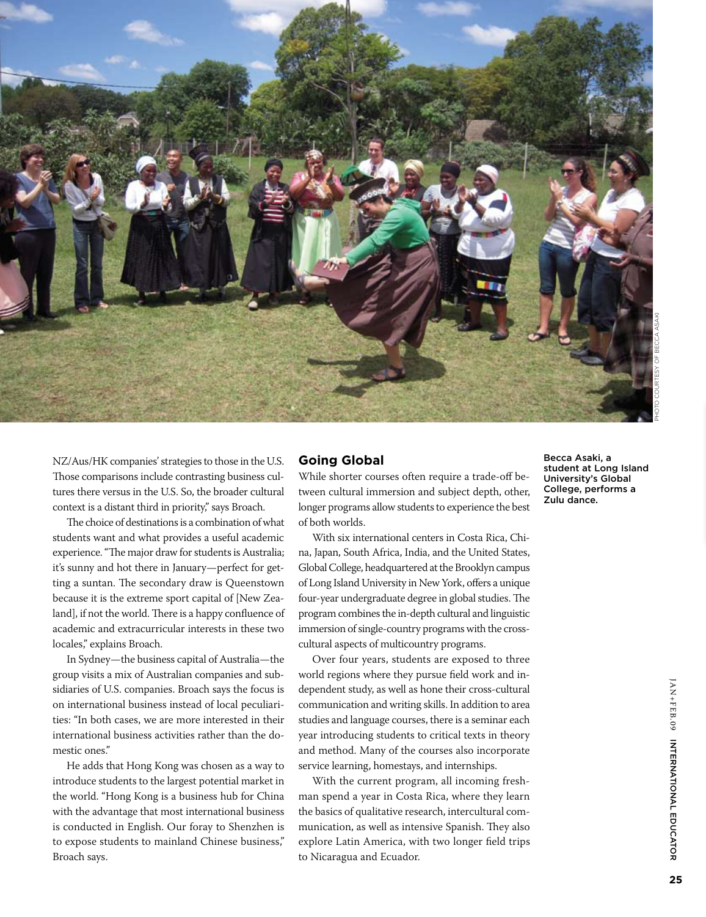NZ/Aus/HK companies' strategies to those in the U.S. Those comparisons include contrasting business cultures there versus in the U.S. So, the broader cultural context is a distant third in priority," says Broach.

The choice of destinations is a combination of what students want and what provides a useful academic experience. "The major draw for students is Australia; it's sunny and hot there in January—perfect for getting a suntan. The secondary draw is Queenstown because it is the extreme sport capital of [New Zealand], if not the world. There is a happy confluence of academic and extracurricular interests in these two locales," explains Broach.

In Sydney—the business capital of Australia—the group visits a mix of Australian companies and subsidiaries of U.S. companies. Broach says the focus is on international business instead of local peculiarities: "In both cases, we are more interested in their international business activities rather than the domestic ones."

He adds that Hong Kong was chosen as a way to introduce students to the largest potential market in the world. "Hong Kong is a business hub for China with the advantage that most international business is conducted in English. Our foray to Shenzhen is to expose students to mainland Chinese business," Broach says.

## Going Global

While shorter courses often require a trade-off between cultural immersion and subject depth, other, longer programs allow students to experience the best of both worlds.

With six international centers in Costa Rica, China, Japan, South Africa, India, and the United States, Global College, headquartered at the Brooklyn campus of Long Island University in New York, offers a unique four-year undergraduate degree in global studies. The program combines the in-depth cultural and linguistic immersion of single-country programs with the cross-cultural aspects of multicountry programs.

Over four years, students are exposed to three world regions where they pursue field work and independent study, as well as hone their cross-cultural communication and writing skills. In addition to area studies and language courses, there is a seminar each year introducing students to critical texts in theory and method. Many of the courses also incorporate service learning, homestays, and internships.

With the current program, all incoming freshman spend a year in Costa Rica, where they learn the basics of qualitative research, intercultural communication, as well as intensive Spanish. They also explore Latin America, with two longer field trips to Nicaragua and Ecuador.

Becca Asaki, a student at Long Island University's Global College, performs a Zulu dance.

PHOTO COURTESY OF BECCA ASAKI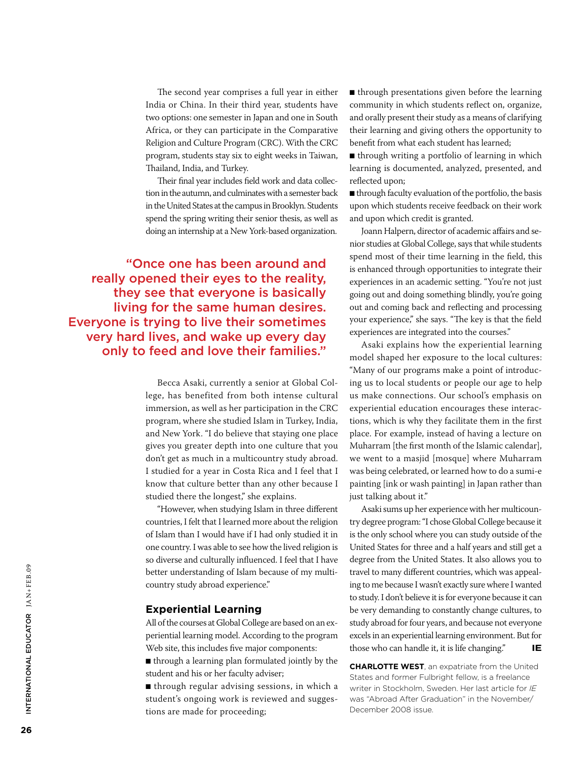The second year comprises a full year in either India or China. In their third year, students have two options: one semester in Japan and one in South Africa, or they can participate in the Comparative Religion and Culture Program (CRC). With the CRC program, students stay six to eight weeks in Taiwan, Thailand, India, and Turkey.

Their final year includes field work and data collection in the autumn, and culminates with a semester back in the United States at the campus in Brooklyn. Students spend the spring writing their senior thesis, as well as doing an internship at a New York-based organization.

> "Once one has been around and really opened their eyes to the reality, they see that everyone is basically living for the same human desires. Everyone is trying to live their sometimes very hard lives, and wake up every day only to feed and love their families."

Becca Asaki, currently a senior at Global College, has benefited from both intense cultural immersion, as well as her participation in the CRC program, where she studied Islam in Turkey, India, and New York. "I do believe that staying one place gives you greater depth into one culture that you don't get as much in a multicountry study abroad. I studied for a year in Costa Rica and I feel that I know that culture better than any other because I studied there the longest," she explains.

"However, when studying Islam in three different countries, I felt that I learned more about the religion of Islam than I would have if I had only studied it in one country. I was able to see how the lived religion is so diverse and culturally influenced. I feel that I have better understanding of Islam because of my multicountry study abroad experience."

## Experiential Learning

All of the courses at Global College are based on an experiential learning model. According to the program Web site, this includes five major components:

- through a learning plan formulated jointly by the student and his or her faculty adviser;
- through regular advising sessions, in which a student's ongoing work is reviewed and suggestions are made for proceeding;
- through presentations given before the learning community in which students reflect on, organize, and orally present their study as a means of clarifying their learning and giving others the opportunity to benefit from what each student has learned;
- through writing a portfolio of learning in which learning is documented, analyzed, presented, and reflected upon;
- through faculty evaluation of the portfolio, the basis upon which students receive feedback on their work and upon which credit is granted.

Joann Halpern, director of academic affairs and senior studies at Global College, says that while students spend most of their time learning in the field, this is enhanced through opportunities to integrate their experiences in an academic setting. "You're not just going out and doing something blindly, you're going out and coming back and reflecting and processing your experience," she says. "The key is that the field experiences are integrated into the courses."

Asaki explains how the experiential learning model shaped her exposure to the local cultures: "Many of our programs make a point of introducing us to local students or people our age to help us make connections. Our school's emphasis on experiential education encourages these interactions, which is why they facilitate them in the first place. For example, instead of having a lecture on Muharram [the first month of the Islamic calendar], we went to a masjid [mosque] where Muharram was being celebrated, or learned how to do a sumi-e painting [ink or wash painting] in Japan rather than just talking about it."

Asaki sums up her experience with her multicountry degree program: "I chose Global College because it is the only school where you can study outside of the United States for three and a half years and still get a degree from the United States. It also allows you to travel to many different countries, which was appealing to me because I wasn't exactly sure where I wanted to study. I don't believe it is for everyone because it can be very demanding to constantly change cultures, to study abroad for four years, and because not everyone excels in an experiential learning environment. But for those who can handle it, it is life changing." **IE**

**CHARLOTTE WEST**, an expatriate from the United States and former Fulbright fellow, is a freelance writer in Stockholm, Sweden. Her last article for *IE* was "Abroad After Graduation" in the November/December 2008 issue.